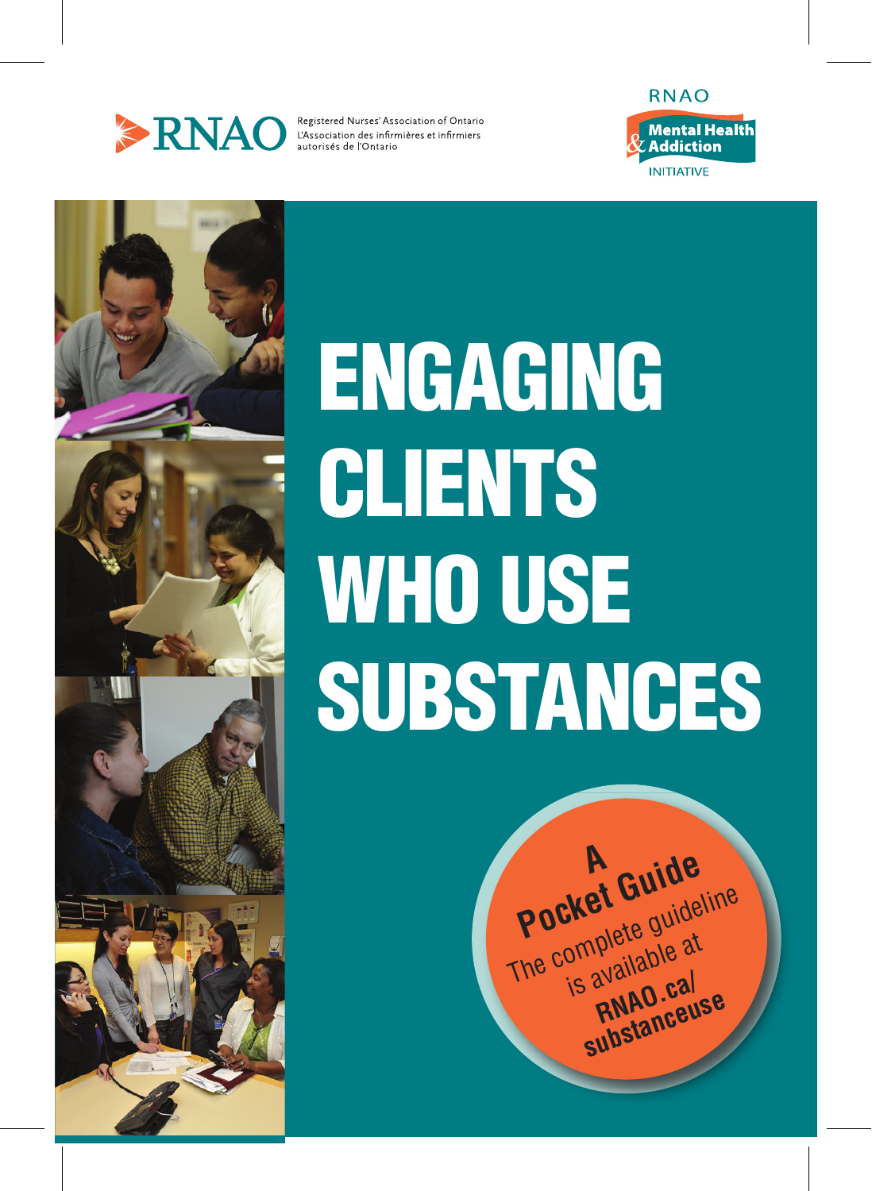RNAO

Registered Nurses' Association of Ontario
L'Association des infirmières et infirmiers autorisés de l'Ontario

RNAO
Mental Health & Addiction
INITIATIVE

# ENGAGING CLIENTS WHO USE SUBSTANCES

**A Pocket Guide**

The complete guideline is available at **RNAO.ca/substanceuse**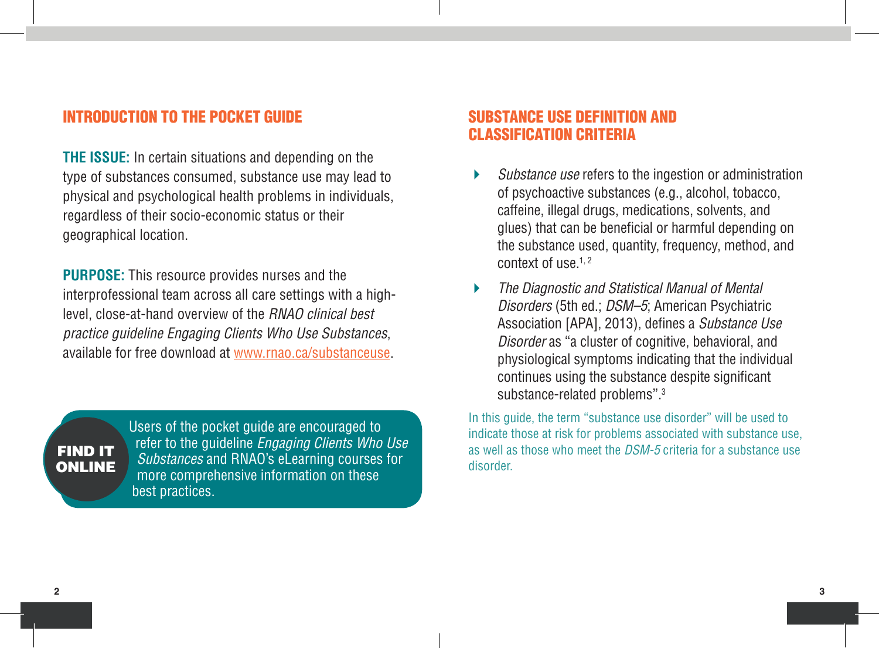## INTRODUCTION TO THE POCKET GUIDE

**THE ISSUE:** In certain situations and depending on the type of substances consumed, substance use may lead to physical and psychological health problems in individuals, regardless of their socio-economic status or their geographical location.

**PURPOSE:** This resource provides nurses and the interprofessional team across all care settings with a high-level, close-at-hand overview of the *RNAO clinical best practice guideline Engaging Clients Who Use Substances*, available for free download at www.rnao.ca/substanceuse.

**FIND IT ONLINE**

Users of the pocket guide are encouraged to refer to the guideline *Engaging Clients Who Use Substances* and RNAO's eLearning courses for more comprehensive information on these best practices.

## SUBSTANCE USE DEFINITION AND CLASSIFICATION CRITERIA

- *Substance use* refers to the ingestion or administration of psychoactive substances (e.g., alcohol, tobacco, caffeine, illegal drugs, medications, solvents, and glues) that can be beneficial or harmful depending on the substance used, quantity, frequency, method, and context of use.[1, 2]
- *The Diagnostic and Statistical Manual of Mental Disorders* (5th ed.; *DSM–5*; American Psychiatric Association [APA], 2013), defines a *Substance Use Disorder* as "a cluster of cognitive, behavioral, and physiological symptoms indicating that the individual continues using the substance despite significant substance-related problems".[3]

In this guide, the term "substance use disorder" will be used to indicate those at risk for problems associated with substance use, as well as those who meet the *DSM-5* criteria for a substance use disorder.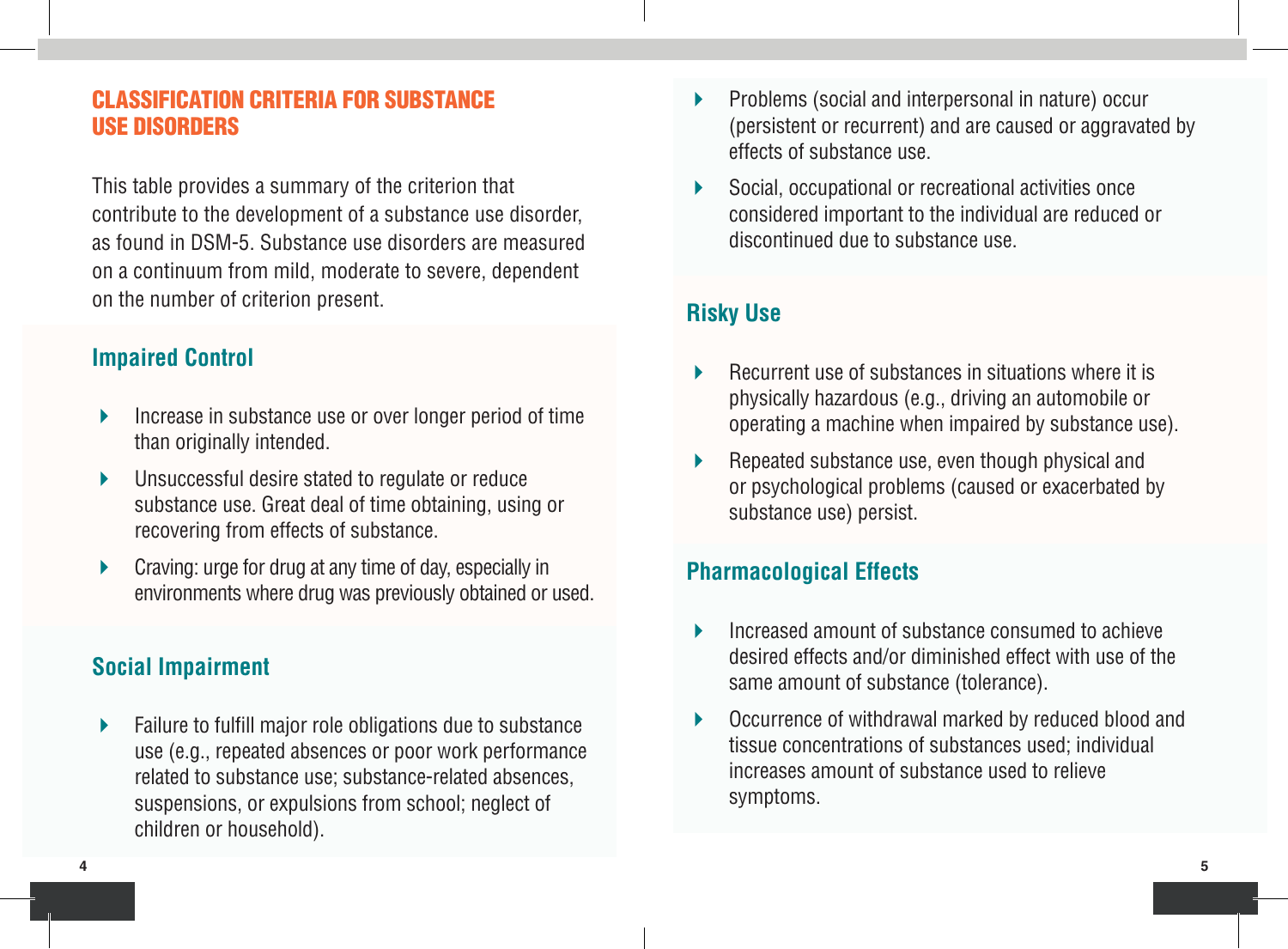## CLASSIFICATION CRITERIA FOR SUBSTANCE USE DISORDERS

This table provides a summary of the criterion that contribute to the development of a substance use disorder, as found in DSM-5. Substance use disorders are measured on a continuum from mild, moderate to severe, dependent on the number of criterion present.

### Impaired Control

- Increase in substance use or over longer period of time than originally intended.
- Unsuccessful desire stated to regulate or reduce substance use. Great deal of time obtaining, using or recovering from effects of substance.
- Craving: urge for drug at any time of day, especially in environments where drug was previously obtained or used.

### Social Impairment

- Failure to fulfill major role obligations due to substance use (e.g., repeated absences or poor work performance related to substance use; substance-related absences, suspensions, or expulsions from school; neglect of children or household).
- Problems (social and interpersonal in nature) occur (persistent or recurrent) and are caused or aggravated by effects of substance use.
- Social, occupational or recreational activities once considered important to the individual are reduced or discontinued due to substance use.

### Risky Use

- Recurrent use of substances in situations where it is physically hazardous (e.g., driving an automobile or operating a machine when impaired by substance use).
- Repeated substance use, even though physical and or psychological problems (caused or exacerbated by substance use) persist.

### Pharmacological Effects

- Increased amount of substance consumed to achieve desired effects and/or diminished effect with use of the same amount of substance (tolerance).
- Occurrence of withdrawal marked by reduced blood and tissue concentrations of substances used; individual increases amount of substance used to relieve symptoms.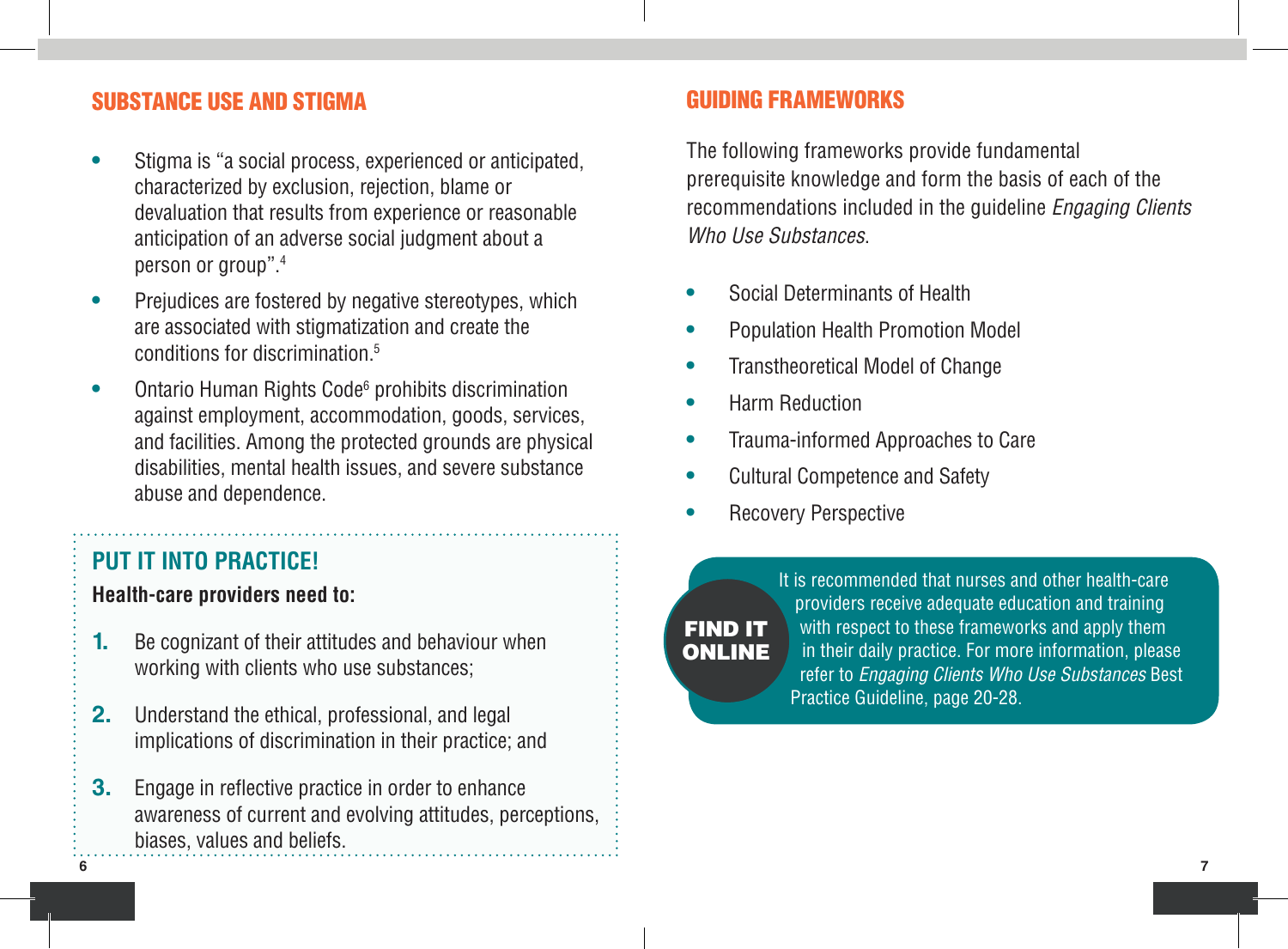## SUBSTANCE USE AND STIGMA

- Stigma is "a social process, experienced or anticipated, characterized by exclusion, rejection, blame or devaluation that results from experience or reasonable anticipation of an adverse social judgment about a person or group".[4]
- Prejudices are fostered by negative stereotypes, which are associated with stigmatization and create the conditions for discrimination.[5]
- Ontario Human Rights Code[6] prohibits discrimination against employment, accommodation, goods, services, and facilities. Among the protected grounds are physical disabilities, mental health issues, and severe substance abuse and dependence.

### PUT IT INTO PRACTICE!

**Health-care providers need to:**

1. Be cognizant of their attitudes and behaviour when working with clients who use substances;
2. Understand the ethical, professional, and legal implications of discrimination in their practice; and
3. Engage in reflective practice in order to enhance awareness of current and evolving attitudes, perceptions, biases, values and beliefs.

## GUIDING FRAMEWORKS

The following frameworks provide fundamental prerequisite knowledge and form the basis of each of the recommendations included in the guideline *Engaging Clients Who Use Substances*.

- Social Determinants of Health
- Population Health Promotion Model
- Transtheoretical Model of Change
- Harm Reduction
- Trauma-informed Approaches to Care
- Cultural Competence and Safety
- Recovery Perspective

**FIND IT ONLINE**

It is recommended that nurses and other health-care providers receive adequate education and training with respect to these frameworks and apply them in their daily practice. For more information, please refer to *Engaging Clients Who Use Substances* Best Practice Guideline, page 20-28.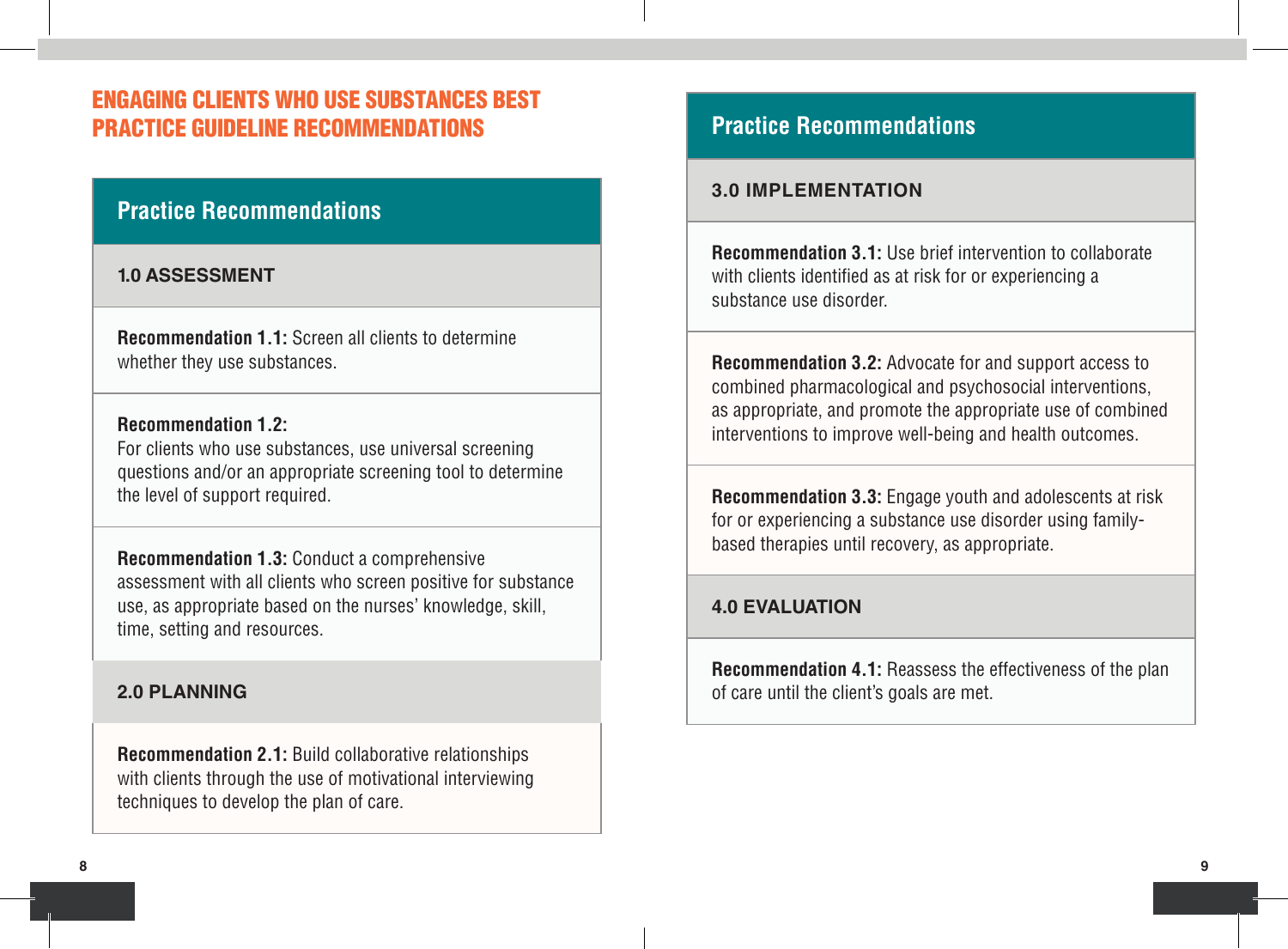# ENGAGING CLIENTS WHO USE SUBSTANCES BEST PRACTICE GUIDELINE RECOMMENDATIONS

## Practice Recommendations

### 1.0 ASSESSMENT

**Recommendation 1.1:** Screen all clients to determine whether they use substances.

**Recommendation 1.2:**
For clients who use substances, use universal screening questions and/or an appropriate screening tool to determine the level of support required.

**Recommendation 1.3:** Conduct a comprehensive assessment with all clients who screen positive for substance use, as appropriate based on the nurses' knowledge, skill, time, setting and resources.

### 2.0 PLANNING

**Recommendation 2.1:** Build collaborative relationships with clients through the use of motivational interviewing techniques to develop the plan of care.

## Practice Recommendations

### 3.0 IMPLEMENTATION

**Recommendation 3.1:** Use brief intervention to collaborate with clients identified as at risk for or experiencing a substance use disorder.

**Recommendation 3.2:** Advocate for and support access to combined pharmacological and psychosocial interventions, as appropriate, and promote the appropriate use of combined interventions to improve well-being and health outcomes.

**Recommendation 3.3:** Engage youth and adolescents at risk for or experiencing a substance use disorder using family-based therapies until recovery, as appropriate.

### 4.0 EVALUATION

**Recommendation 4.1:** Reassess the effectiveness of the plan of care until the client's goals are met.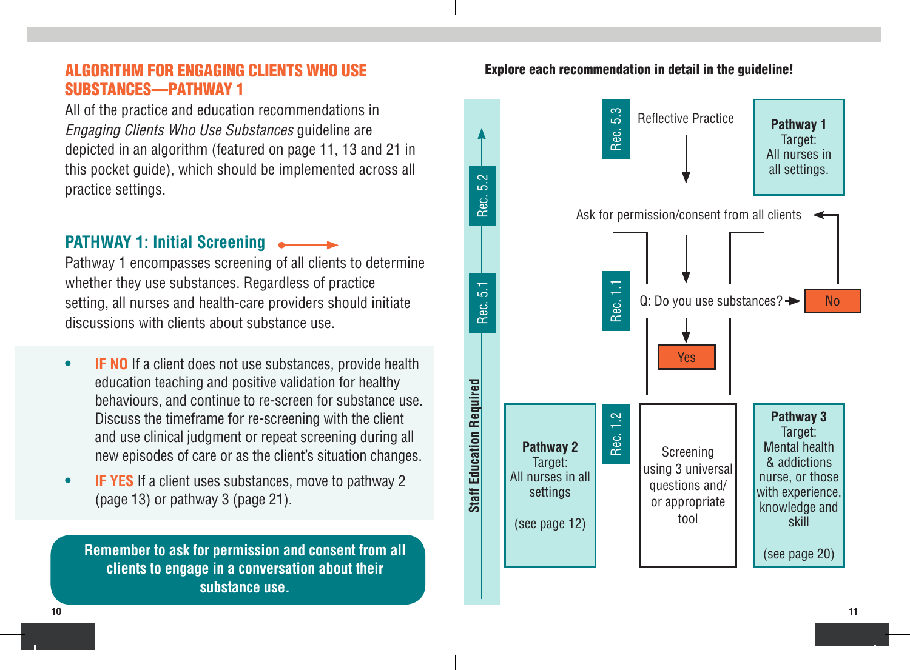## ALGORITHM FOR ENGAGING CLIENTS WHO USE SUBSTANCES—PATHWAY 1

All of the practice and education recommendations in *Engaging Clients Who Use Substances* guideline are depicted in an algorithm (featured on page 11, 13 and 21 in this pocket guide), which should be implemented across all practice settings.

### PATHWAY 1: Initial Screening

Pathway 1 encompasses screening of all clients to determine whether they use substances. Regardless of practice setting, all nurses and health-care providers should initiate discussions with clients about substance use.

- **IF NO** If a client does not use substances, provide health education teaching and positive validation for healthy behaviours, and continue to re-screen for substance use. Discuss the timeframe for re-screening with the client and use clinical judgment or repeat screening during all new episodes of care or as the client's situation changes.
- **IF YES** If a client uses substances, move to pathway 2 (page 13) or pathway 3 (page 21).

**Remember to ask for permission and consent from all clients to engage in a conversation about their substance use.**

**Explore each recommendation in detail in the guideline!**

Staff Education Required

Rec. 5.1

Rec. 5.2

Rec. 5.3 Reflective Practice

**Pathway 1**
Target:
All nurses in all settings.

Ask for permission/consent from all clients

Rec. 1.1 Q: Do you use substances?

No

Yes

Rec. 1.2 Screening using 3 universal questions and/or appropriate tool

**Pathway 2**
Target:
All nurses in all settings

(see page 12)

**Pathway 3**
Target:
Mental health & addictions nurse, or those with experience, knowledge and skill

(see page 20)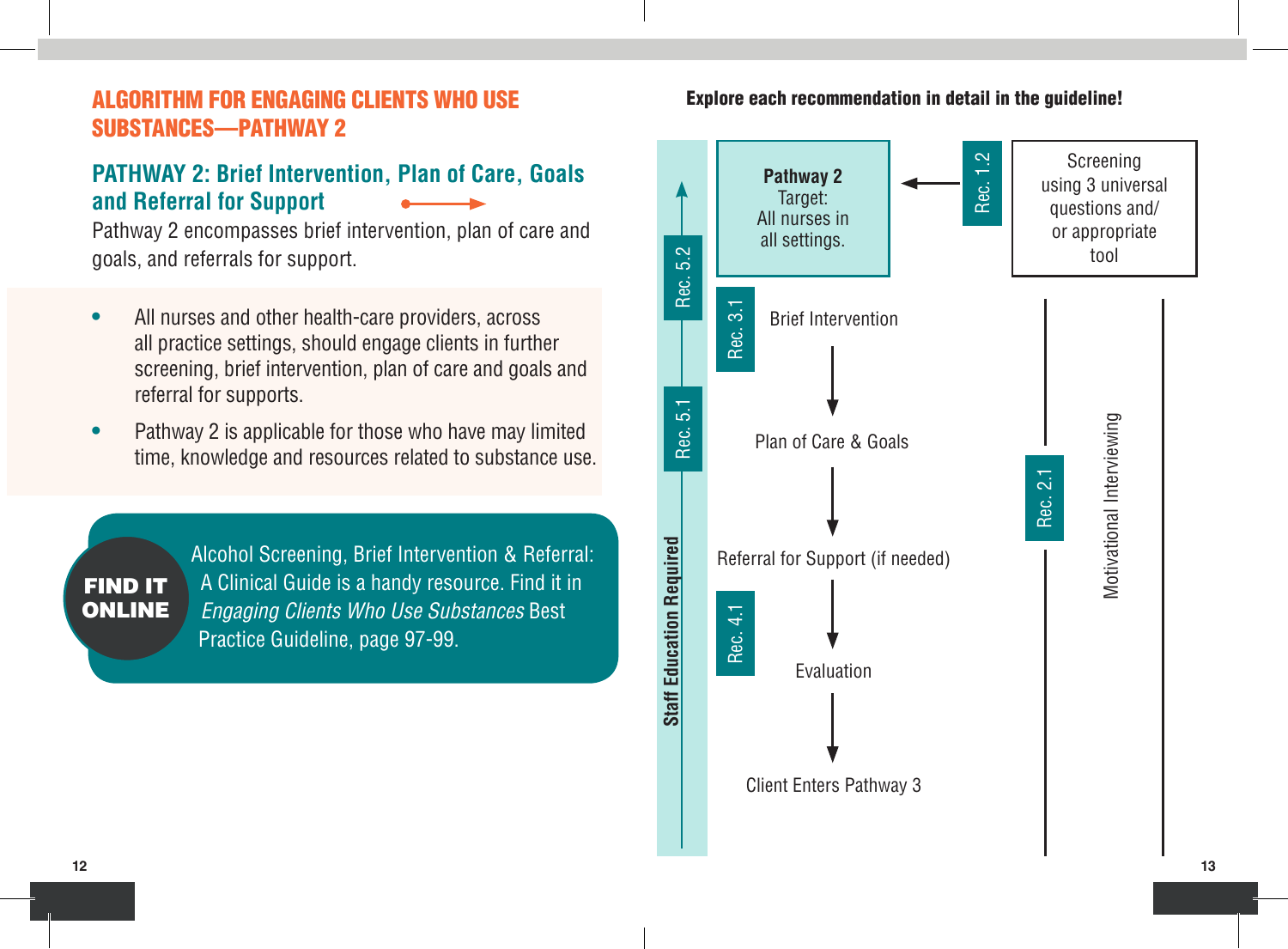## ALGORITHM FOR ENGAGING CLIENTS WHO USE SUBSTANCES—PATHWAY 2

### PATHWAY 2: Brief Intervention, Plan of Care, Goals and Referral for Support

Pathway 2 encompasses brief intervention, plan of care and goals, and referrals for support.

- All nurses and other health-care providers, across all practice settings, should engage clients in further screening, brief intervention, plan of care and goals and referral for supports.
- Pathway 2 is applicable for those who have may limited time, knowledge and resources related to substance use.

**FIND IT ONLINE**

Alcohol Screening, Brief Intervention & Referral: A Clinical Guide is a handy resource. Find it in *Engaging Clients Who Use Substances* Best Practice Guideline, page 97-99.

**Explore each recommendation in detail in the guideline!**

Screening using 3 universal questions and/ or appropriate tool

Rec. 1.2

**Pathway 2**
Target:
All nurses in all settings.

Rec. 3.1

Brief Intervention

Plan of Care & Goals

Referral for Support (if needed)

Rec. 4.1

Evaluation

Client Enters Pathway 3

Rec. 5.2

Rec. 5.1

**Staff Education Required**

Rec. 2.1

Motivational Interviewing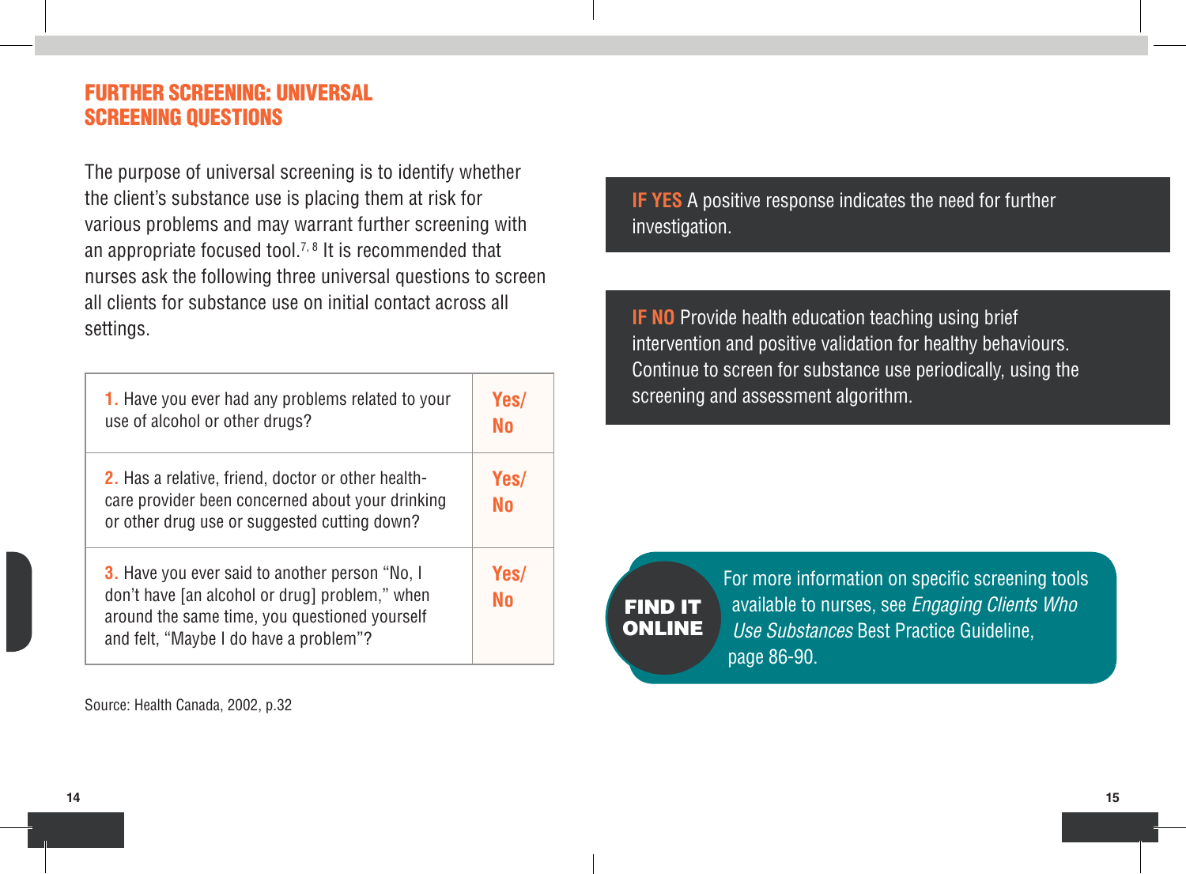## FURTHER SCREENING: UNIVERSAL SCREENING QUESTIONS

The purpose of universal screening is to identify whether the client's substance use is placing them at risk for various problems and may warrant further screening with an appropriate focused tool.[7, 8] It is recommended that nurses ask the following three universal questions to screen all clients for substance use on initial contact across all settings.

| | |
|---|---|
| 1. Have you ever had any problems related to your use of alcohol or other drugs? | Yes/ No |
| 2. Has a relative, friend, doctor or other health-care provider been concerned about your drinking or other drug use or suggested cutting down? | Yes/ No |
| 3. Have you ever said to another person "No, I don't have [an alcohol or drug] problem," when around the same time, you questioned yourself and felt, "Maybe I do have a problem"? | Yes/ No |

Source: Health Canada, 2002, p.32

**IF YES** A positive response indicates the need for further investigation.

**IF NO** Provide health education teaching using brief intervention and positive validation for healthy behaviours. Continue to screen for substance use periodically, using the screening and assessment algorithm.

**FIND IT ONLINE**

For more information on specific screening tools available to nurses, see *Engaging Clients Who Use Substances* Best Practice Guideline, page 86-90.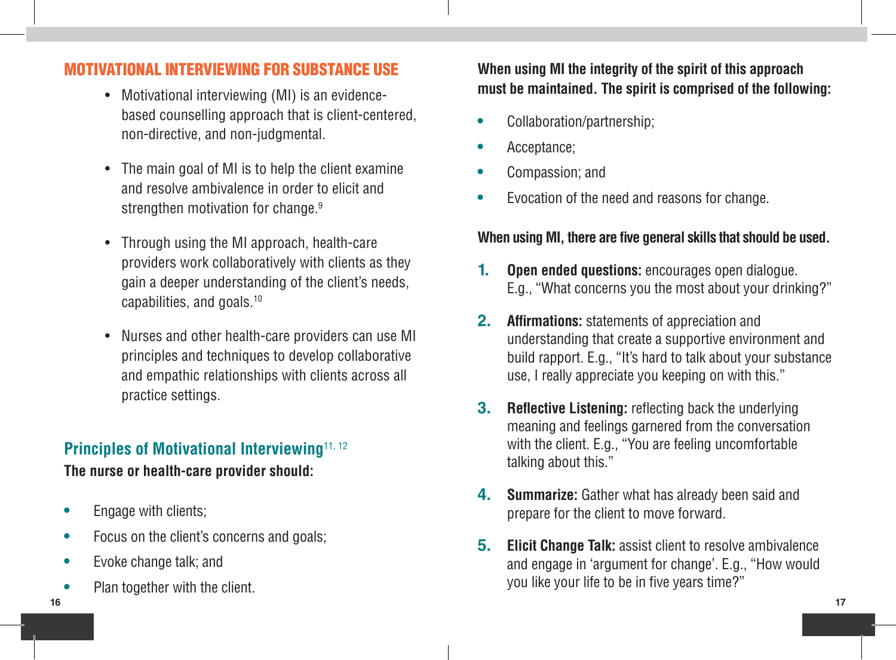## MOTIVATIONAL INTERVIEWING FOR SUBSTANCE USE

- Motivational interviewing (MI) is an evidence-based counselling approach that is client-centered, non-directive, and non-judgmental.
- The main goal of MI is to help the client examine and resolve ambivalence in order to elicit and strengthen motivation for change.[9]
- Through using the MI approach, health-care providers work collaboratively with clients as they gain a deeper understanding of the client's needs, capabilities, and goals.[10]
- Nurses and other health-care providers can use MI principles and techniques to develop collaborative and empathic relationships with clients across all practice settings.

### Principles of Motivational Interviewing[11, 12]

**The nurse or health-care provider should:**

- Engage with clients;
- Focus on the client's concerns and goals;
- Evoke change talk; and
- Plan together with the client.

**When using MI the integrity of the spirit of this approach must be maintained. The spirit is comprised of the following:**

- Collaboration/partnership;
- Acceptance;
- Compassion; and
- Evocation of the need and reasons for change.

**When using MI, there are five general skills that should be used.**

1. **Open ended questions:** encourages open dialogue. E.g., "What concerns you the most about your drinking?"
2. **Affirmations:** statements of appreciation and understanding that create a supportive environment and build rapport. E.g., "It's hard to talk about your substance use, I really appreciate you keeping on with this."
3. **Reflective Listening:** reflecting back the underlying meaning and feelings garnered from the conversation with the client. E.g., "You are feeling uncomfortable talking about this."
4. **Summarize:** Gather what has already been said and prepare for the client to move forward.
5. **Elicit Change Talk:** assist client to resolve ambivalence and engage in 'argument for change'. E.g., "How would you like your life to be in five years time?"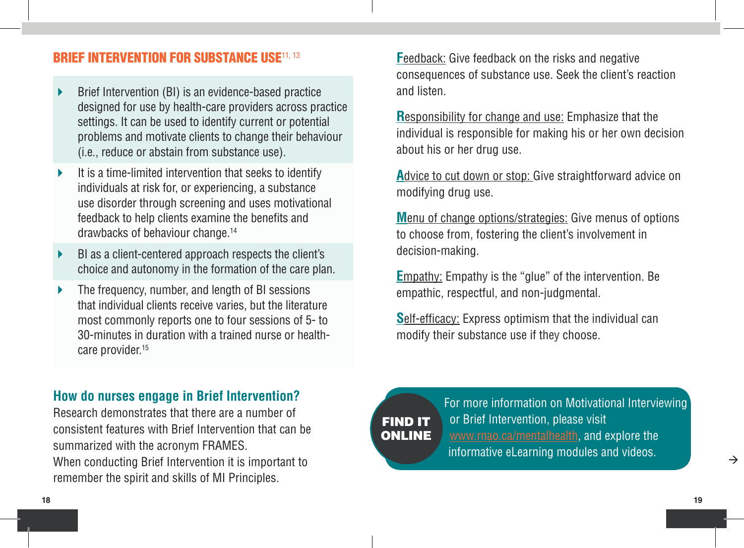## BRIEF INTERVENTION FOR SUBSTANCE USE[11, 13]

- Brief Intervention (BI) is an evidence-based practice designed for use by health-care providers across practice settings. It can be used to identify current or potential problems and motivate clients to change their behaviour (i.e., reduce or abstain from substance use).
- It is a time-limited intervention that seeks to identify individuals at risk for, or experiencing, a substance use disorder through screening and uses motivational feedback to help clients examine the benefits and drawbacks of behaviour change.[14]
- BI as a client-centered approach respects the client's choice and autonomy in the formation of the care plan.
- The frequency, number, and length of BI sessions that individual clients receive varies, but the literature most commonly reports one to four sessions of 5- to 30-minutes in duration with a trained nurse or health-care provider.[15]

### How do nurses engage in Brief Intervention?

Research demonstrates that there are a number of consistent features with Brief Intervention that can be summarized with the acronym FRAMES.
When conducting Brief Intervention it is important to remember the spirit and skills of MI Principles.

**F**eedback: Give feedback on the risks and negative consequences of substance use. Seek the client's reaction and listen.

**R**esponsibility for change and use: Emphasize that the individual is responsible for making his or her own decision about his or her drug use.

**A**dvice to cut down or stop: Give straightforward advice on modifying drug use.

**M**enu of change options/strategies: Give menus of options to choose from, fostering the client's involvement in decision-making.

**E**mpathy: Empathy is the "glue" of the intervention. Be empathic, respectful, and non-judgmental.

**S**elf-efficacy: Express optimism that the individual can modify their substance use if they choose.

**FIND IT ONLINE**

For more information on Motivational Interviewing or Brief Intervention, please visit www.rnao.ca/mentalhealth, and explore the informative eLearning modules and videos.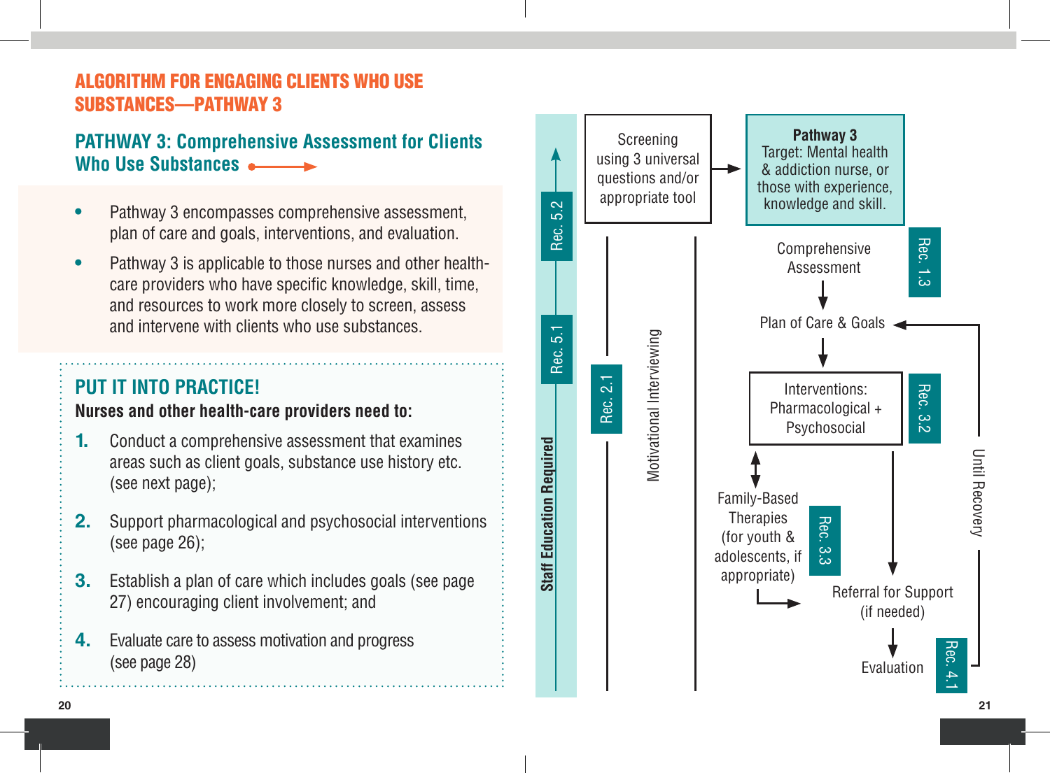## ALGORITHM FOR ENGAGING CLIENTS WHO USE SUBSTANCES—PATHWAY 3

### PATHWAY 3: Comprehensive Assessment for Clients Who Use Substances

- Pathway 3 encompasses comprehensive assessment, plan of care and goals, interventions, and evaluation.
- Pathway 3 is applicable to those nurses and other health-care providers who have specific knowledge, skill, time, and resources to work more closely to screen, assess and intervene with clients who use substances.

### PUT IT INTO PRACTICE!

**Nurses and other health-care providers need to:**

1. Conduct a comprehensive assessment that examines areas such as client goals, substance use history etc. (see next page);
2. Support pharmacological and psychosocial interventions (see page 26);
3. Establish a plan of care which includes goals (see page 27) encouraging client involvement; and
4. Evaluate care to assess motivation and progress (see page 28)

Staff Education Required

Rec. 5.1

Rec. 5.2

Rec. 2.1

Motivational Interviewing

Screening using 3 universal questions and/or appropriate tool

**Pathway 3**
Target: Mental health & addiction nurse, or those with experience, knowledge and skill.

Comprehensive Assessment

Rec. 1.3

Plan of Care & Goals

Interventions: Pharmacological + Psychosocial

Rec. 3.2

Family-Based Therapies (for youth & adolescents, if appropriate)

Rec. 3.3

Referral for Support (if needed)

Evaluation

Rec. 4.1

Until Recovery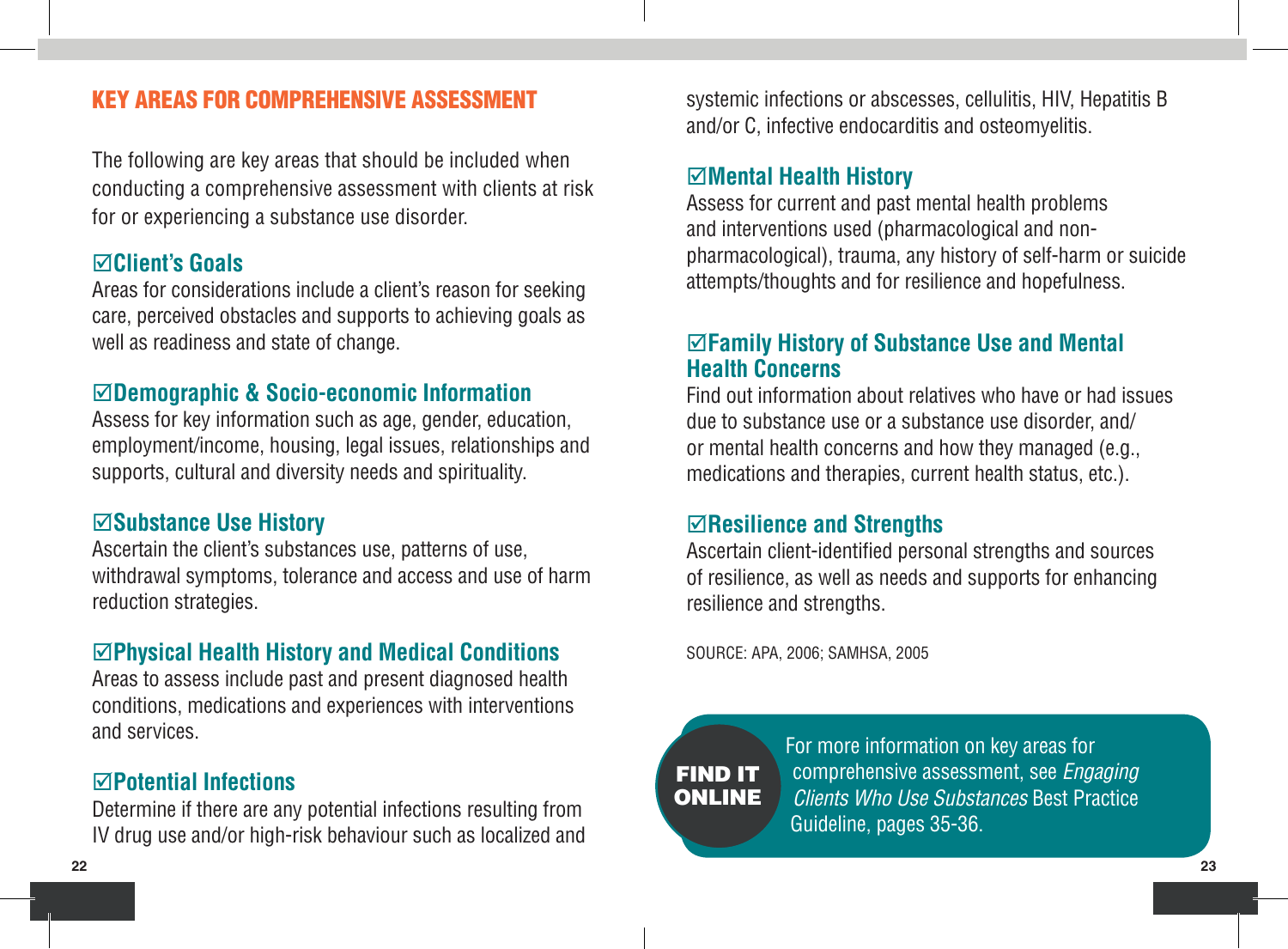## KEY AREAS FOR COMPREHENSIVE ASSESSMENT

The following are key areas that should be included when conducting a comprehensive assessment with clients at risk for or experiencing a substance use disorder.

### ☑Client's Goals

Areas for considerations include a client's reason for seeking care, perceived obstacles and supports to achieving goals as well as readiness and state of change.

### ☑Demographic & Socio-economic Information

Assess for key information such as age, gender, education, employment/income, housing, legal issues, relationships and supports, cultural and diversity needs and spirituality.

### ☑Substance Use History

Ascertain the client's substances use, patterns of use, withdrawal symptoms, tolerance and access and use of harm reduction strategies.

### ☑Physical Health History and Medical Conditions

Areas to assess include past and present diagnosed health conditions, medications and experiences with interventions and services.

### ☑Potential Infections

Determine if there are any potential infections resulting from IV drug use and/or high-risk behaviour such as localized and systemic infections or abscesses, cellulitis, HIV, Hepatitis B and/or C, infective endocarditis and osteomyelitis.

### ☑Mental Health History

Assess for current and past mental health problems and interventions used (pharmacological and non-pharmacological), trauma, any history of self-harm or suicide attempts/thoughts and for resilience and hopefulness.

### ☑Family History of Substance Use and Mental Health Concerns

Find out information about relatives who have or had issues due to substance use or a substance use disorder, and/or mental health concerns and how they managed (e.g., medications and therapies, current health status, etc.).

### ☑Resilience and Strengths

Ascertain client-identified personal strengths and sources of resilience, as well as needs and supports for enhancing resilience and strengths.

SOURCE: APA, 2006; SAMHSA, 2005

**FIND IT ONLINE**

For more information on key areas for comprehensive assessment, see *Engaging Clients Who Use Substances* Best Practice Guideline, pages 35-36.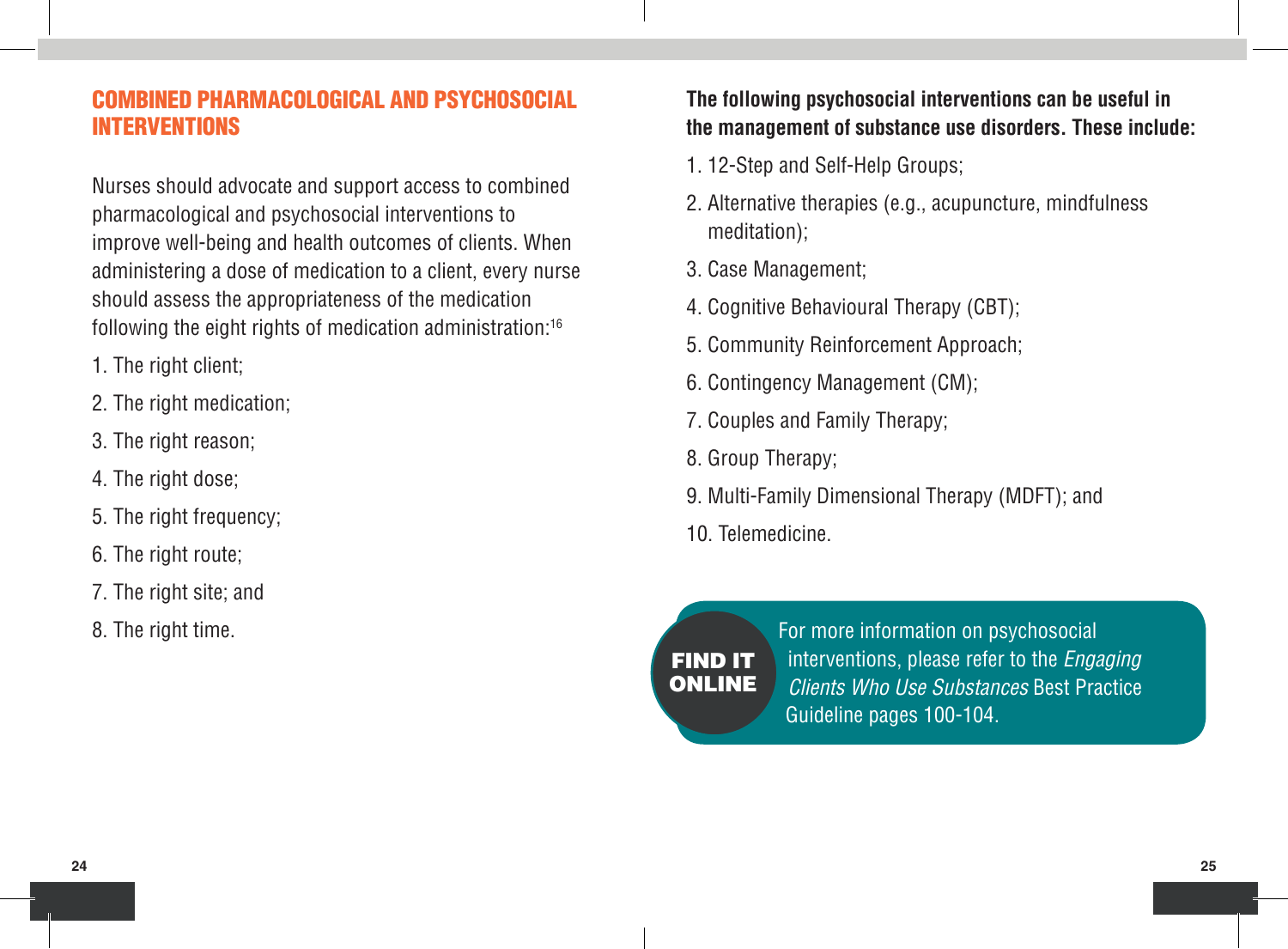## COMBINED PHARMACOLOGICAL AND PSYCHOSOCIAL INTERVENTIONS

Nurses should advocate and support access to combined pharmacological and psychosocial interventions to improve well-being and health outcomes of clients. When administering a dose of medication to a client, every nurse should assess the appropriateness of the medication following the eight rights of medication administration:[16]

1. The right client;
2. The right medication;
3. The right reason;
4. The right dose;
5. The right frequency;
6. The right route;
7. The right site; and
8. The right time.

**The following psychosocial interventions can be useful in the management of substance use disorders. These include:**

1. 12-Step and Self-Help Groups;
2. Alternative therapies (e.g., acupuncture, mindfulness meditation);
3. Case Management;
4. Cognitive Behavioural Therapy (CBT);
5. Community Reinforcement Approach;
6. Contingency Management (CM);
7. Couples and Family Therapy;
8. Group Therapy;
9. Multi-Family Dimensional Therapy (MDFT); and
10. Telemedicine.

**FIND IT ONLINE**

For more information on psychosocial interventions, please refer to the *Engaging Clients Who Use Substances* Best Practice Guideline pages 100-104.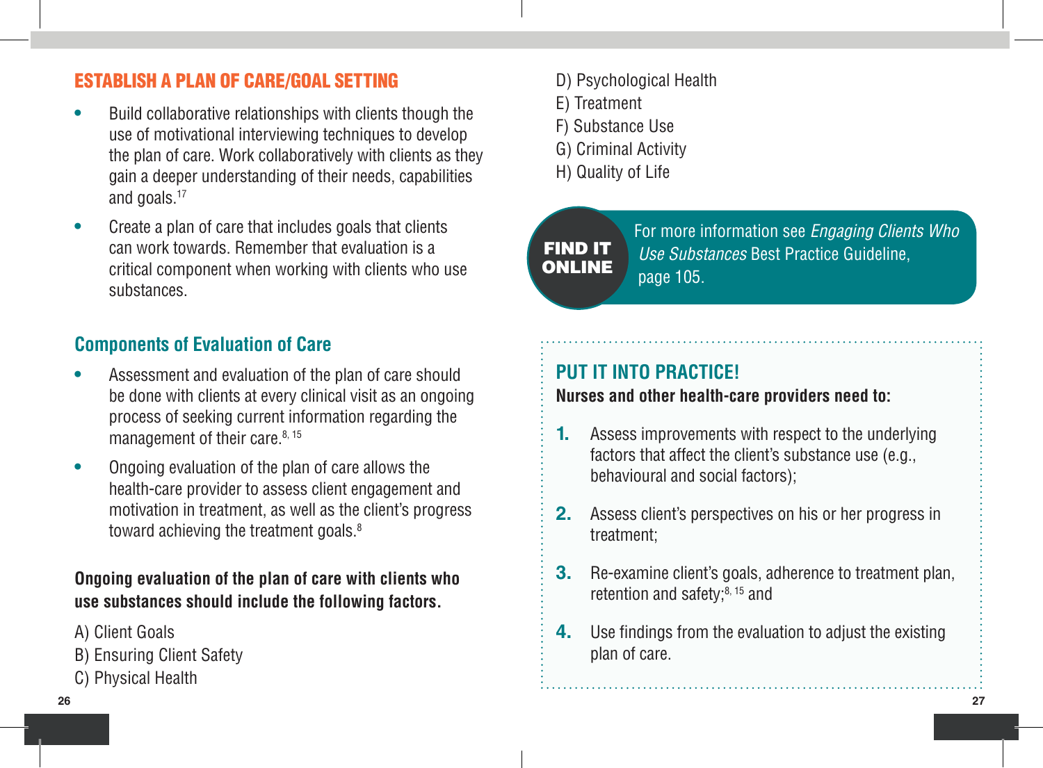## ESTABLISH A PLAN OF CARE/GOAL SETTING

- Build collaborative relationships with clients though the use of motivational interviewing techniques to develop the plan of care. Work collaboratively with clients as they gain a deeper understanding of their needs, capabilities and goals.[17]
- Create a plan of care that includes goals that clients can work towards. Remember that evaluation is a critical component when working with clients who use substances.

### Components of Evaluation of Care

- Assessment and evaluation of the plan of care should be done with clients at every clinical visit as an ongoing process of seeking current information regarding the management of their care.[8, 15]
- Ongoing evaluation of the plan of care allows the health-care provider to assess client engagement and motivation in treatment, as well as the client's progress toward achieving the treatment goals.[8]

**Ongoing evaluation of the plan of care with clients who use substances should include the following factors.**

A) Client Goals
B) Ensuring Client Safety
C) Physical Health
D) Psychological Health
E) Treatment
F) Substance Use
G) Criminal Activity
H) Quality of Life

**FIND IT ONLINE**

For more information see *Engaging Clients Who Use Substances* Best Practice Guideline, page 105.

### PUT IT INTO PRACTICE!

**Nurses and other health-care providers need to:**

1. Assess improvements with respect to the underlying factors that affect the client's substance use (e.g., behavioural and social factors);
2. Assess client's perspectives on his or her progress in treatment;
3. Re-examine client's goals, adherence to treatment plan, retention and safety;[8, 15] and
4. Use findings from the evaluation to adjust the existing plan of care.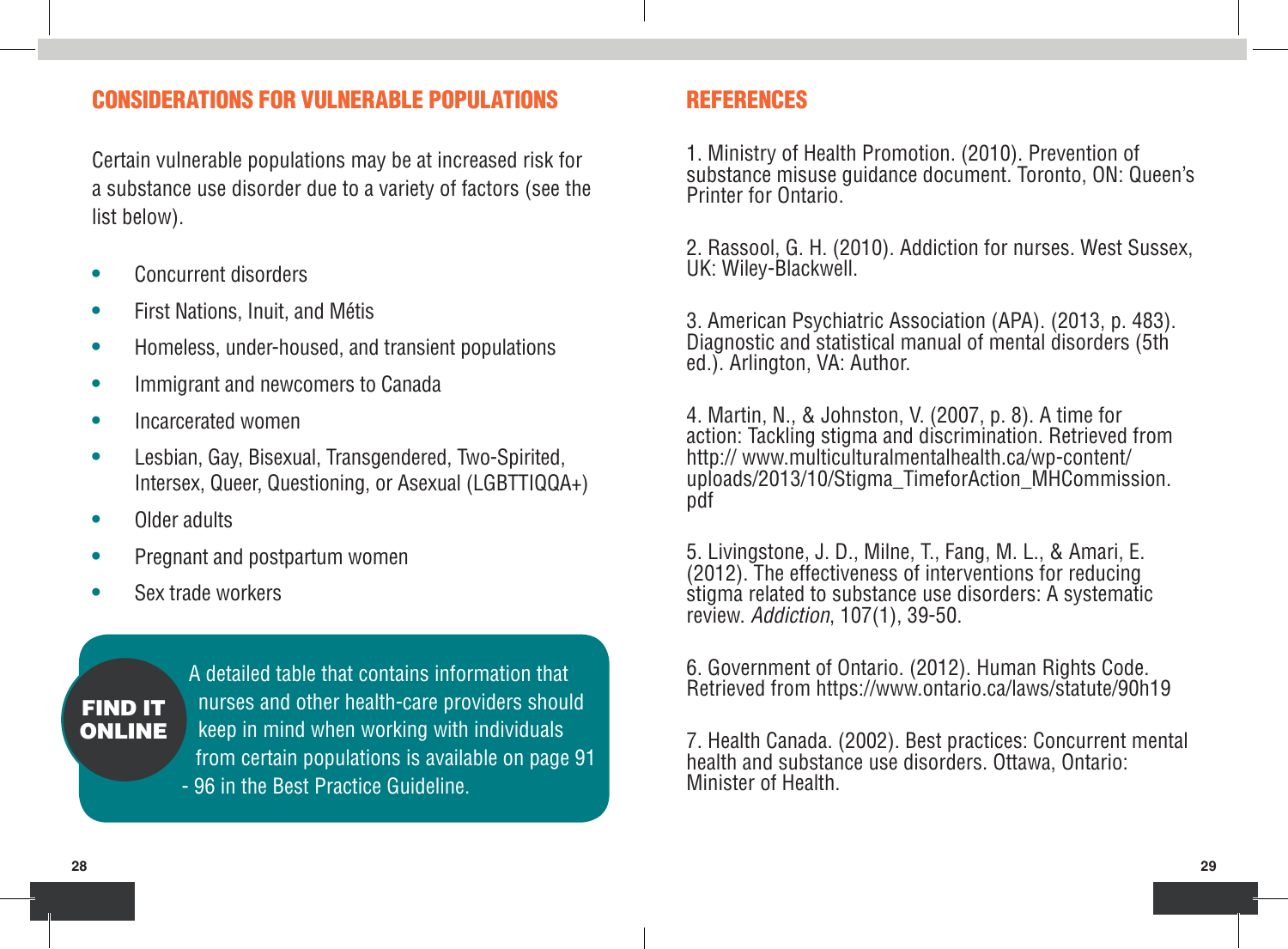## CONSIDERATIONS FOR VULNERABLE POPULATIONS

Certain vulnerable populations may be at increased risk for a substance use disorder due to a variety of factors (see the list below).

- Concurrent disorders
- First Nations, Inuit, and Métis
- Homeless, under-housed, and transient populations
- Immigrant and newcomers to Canada
- Incarcerated women
- Lesbian, Gay, Bisexual, Transgendered, Two-Spirited, Intersex, Queer, Questioning, or Asexual (LGBTTIQQA+)
- Older adults
- Pregnant and postpartum women
- Sex trade workers

**FIND IT ONLINE**

A detailed table that contains information that nurses and other health-care providers should keep in mind when working with individuals from certain populations is available on page 91 - 96 in the Best Practice Guideline.

## REFERENCES

1. Ministry of Health Promotion. (2010). Prevention of substance misuse guidance document. Toronto, ON: Queen's Printer for Ontario.

2. Rassool, G. H. (2010). Addiction for nurses. West Sussex, UK: Wiley-Blackwell.

3. American Psychiatric Association (APA). (2013, p. 483). Diagnostic and statistical manual of mental disorders (5th ed.). Arlington, VA: Author.

4. Martin, N., & Johnston, V. (2007, p. 8). A time for action: Tackling stigma and discrimination. Retrieved from http:// www.multiculturalmentalhealth.ca/wp-content/uploads/2013/10/Stigma_TimeforAction_MHCommission.pdf

5. Livingstone, J. D., Milne, T., Fang, M. L., & Amari, E. (2012). The effectiveness of interventions for reducing stigma related to substance use disorders: A systematic review. *Addiction*, 107(1), 39-50.

6. Government of Ontario. (2012). Human Rights Code. Retrieved from https://www.ontario.ca/laws/statute/90h19

7. Health Canada. (2002). Best practices: Concurrent mental health and substance use disorders. Ottawa, Ontario: Minister of Health.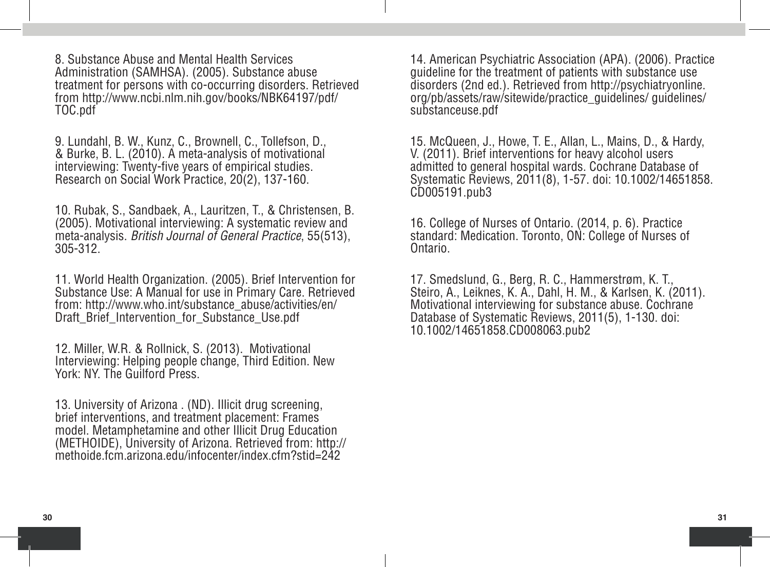8. Substance Abuse and Mental Health Services Administration (SAMHSA). (2005). Substance abuse treatment for persons with co-occurring disorders. Retrieved from http://www.ncbi.nlm.nih.gov/books/NBK64197/pdf/TOC.pdf

9. Lundahl, B. W., Kunz, C., Brownell, C., Tollefson, D., & Burke, B. L. (2010). A meta-analysis of motivational interviewing: Twenty-five years of empirical studies. Research on Social Work Practice, 20(2), 137-160.

10. Rubak, S., Sandbaek, A., Lauritzen, T., & Christensen, B. (2005). Motivational interviewing: A systematic review and meta-analysis. *British Journal of General Practice*, 55(513), 305-312.

11. World Health Organization. (2005). Brief Intervention for Substance Use: A Manual for use in Primary Care. Retrieved from: http://www.who.int/substance_abuse/activities/en/Draft_Brief_Intervention_for_Substance_Use.pdf

12. Miller, W.R. & Rollnick, S. (2013). Motivational Interviewing: Helping people change, Third Edition. New York: NY. The Guilford Press.

13. University of Arizona . (ND). Illicit drug screening, brief interventions, and treatment placement: Frames model. Metamphetamine and other Illicit Drug Education (METHOIDE), University of Arizona. Retrieved from: http://methoide.fcm.arizona.edu/infocenter/index.cfm?stid=242

14. American Psychiatric Association (APA). (2006). Practice guideline for the treatment of patients with substance use disorders (2nd ed.). Retrieved from http://psychiatryonline.org/pb/assets/raw/sitewide/practice_guidelines/ guidelines/substanceuse.pdf

15. McQueen, J., Howe, T. E., Allan, L., Mains, D., & Hardy, V. (2011). Brief interventions for heavy alcohol users admitted to general hospital wards. Cochrane Database of Systematic Reviews, 2011(8), 1-57. doi: 10.1002/14651858.CD005191.pub3

16. College of Nurses of Ontario. (2014, p. 6). Practice standard: Medication. Toronto, ON: College of Nurses of Ontario.

17. Smedslund, G., Berg, R. C., Hammerstrøm, K. T., Steiro, A., Leiknes, K. A., Dahl, H. M., & Karlsen, K. (2011). Motivational interviewing for substance abuse. Cochrane Database of Systematic Reviews, 2011(5), 1-130. doi: 10.1002/14651858.CD008063.pub2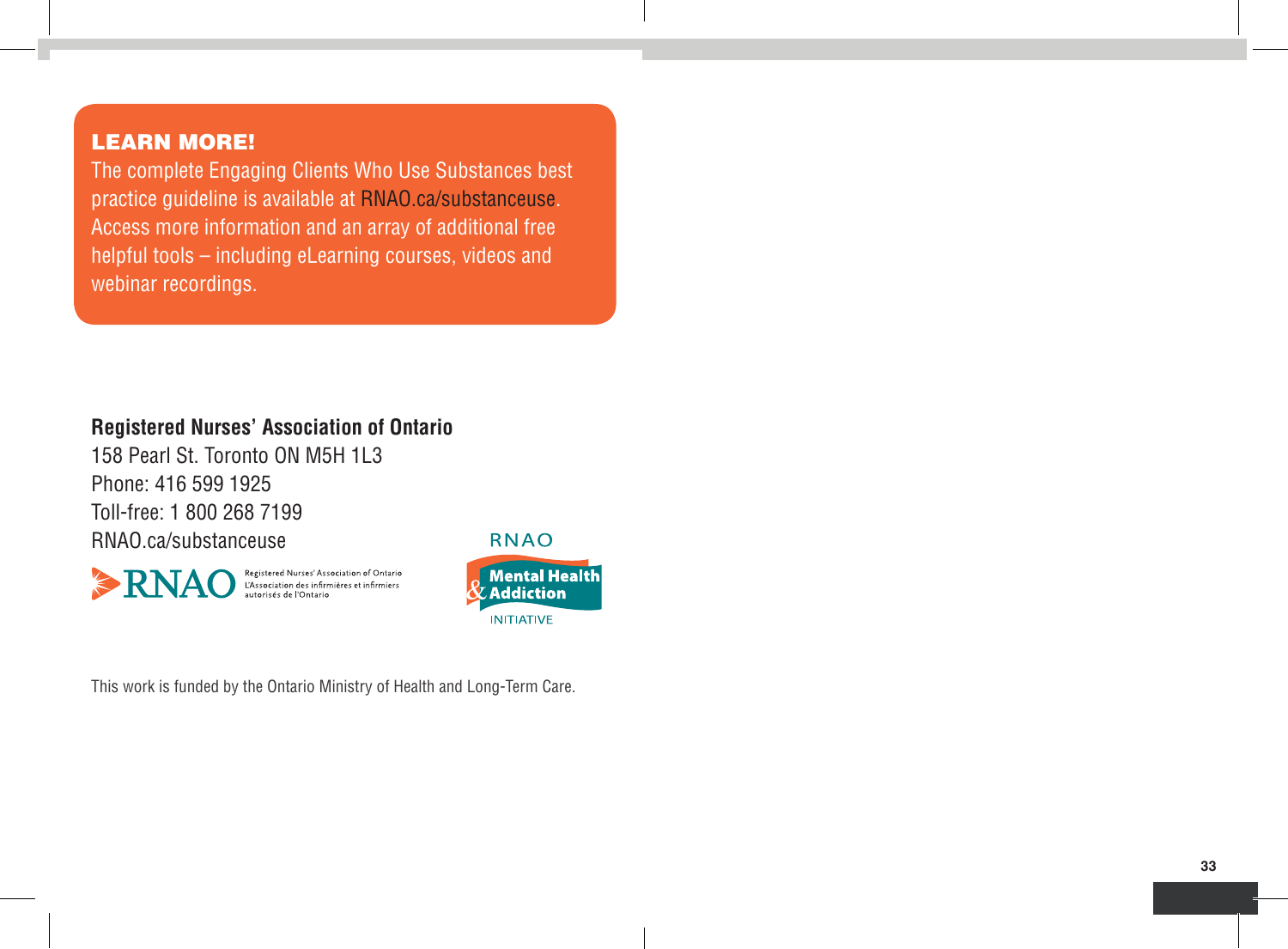## LEARN MORE!

The complete Engaging Clients Who Use Substances best practice guideline is available at RNAO.ca/substanceuse. Access more information and an array of additional free helpful tools – including eLearning courses, videos and webinar recordings.

**Registered Nurses' Association of Ontario**
158 Pearl St. Toronto ON M5H 1L3
Phone: 416 599 1925
Toll-free: 1 800 268 7199
RNAO.ca/substanceuse

RNAO Registered Nurses' Association of Ontario L'Association des infirmières et infirmiers autorisés de l'Ontario

RNAO Mental Health & Addiction INITIATIVE

This work is funded by the Ontario Ministry of Health and Long-Term Care.